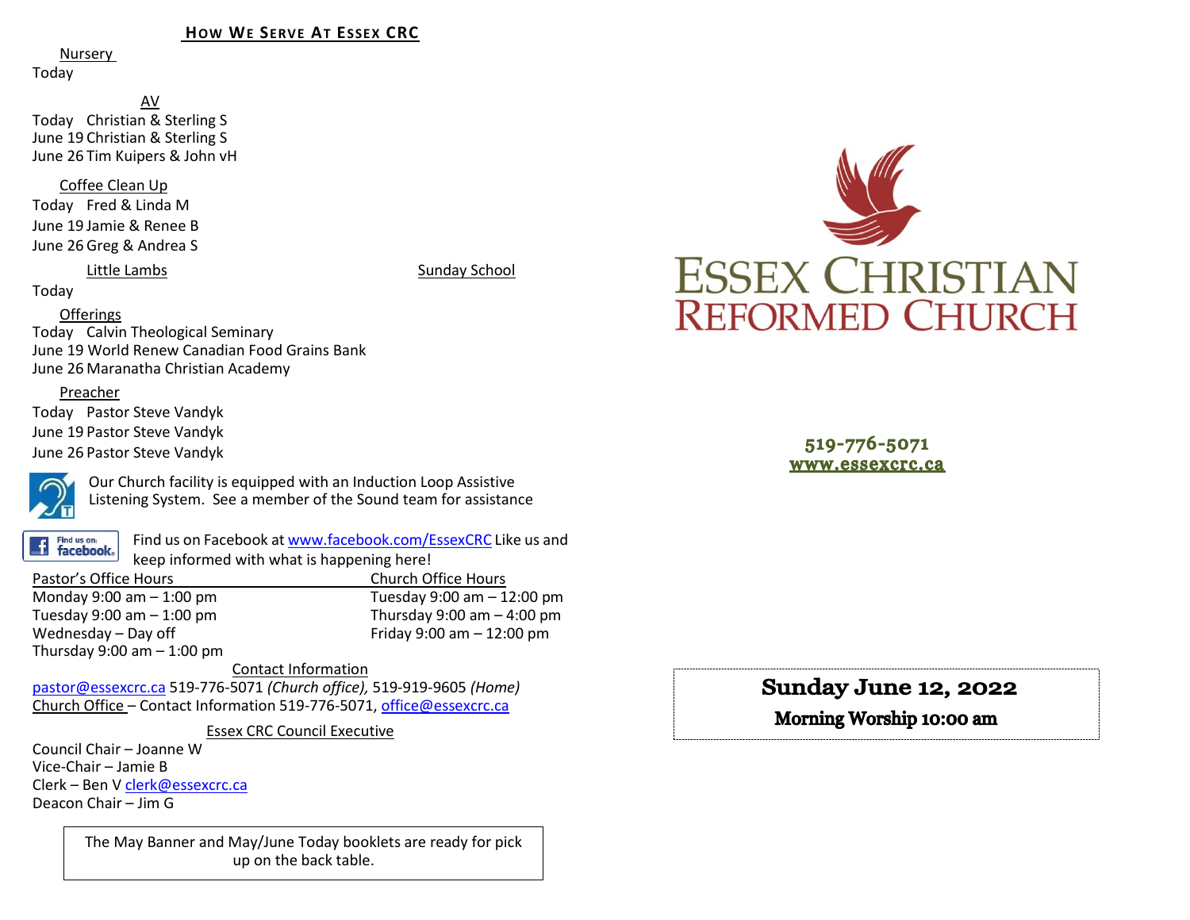## How We Serve At Essex CRC

Nursery
Today

AV
Today Christian & Sterling S
June 19 Christian & Sterling S
June 26 Tim Kuipers & John vH

Coffee Clean Up
Today Fred & Linda M
June 19 Jamie & Renee B
June 26 Greg & Andrea S

Little Lambs

Sunday School

Today

Offerings
Today Calvin Theological Seminary
June 19 World Renew Canadian Food Grains Bank
June 26 Maranatha Christian Academy

Preacher
Today Pastor Steve Vandyk
June 19 Pastor Steve Vandyk
June 26 Pastor Steve Vandyk

Our Church facility is equipped with an Induction Loop Assistive Listening System. See a member of the Sound team for assistance

Find us on Facebook at www.facebook.com/EssexCRC Like us and keep informed with what is happening here!

Pastor's Office Hours
Monday 9:00 am – 1:00 pm
Tuesday 9:00 am – 1:00 pm
Wednesday – Day off
Thursday 9:00 am – 1:00 pm

Church Office Hours
Tuesday 9:00 am – 12:00 pm
Thursday 9:00 am – 4:00 pm
Friday 9:00 am – 12:00 pm

Contact Information
pastor@essexcrc.ca 519-776-5071 *(Church office)*, 519-919-9605 *(Home)*
Church Office – Contact Information 519-776-5071, office@essexcrc.ca

Essex CRC Council Executive
Council Chair – Joanne W
Vice-Chair – Jamie B
Clerk – Ben V clerk@essexcrc.ca
Deacon Chair – Jim G

The May Banner and May/June Today booklets are ready for pick up on the back table.

# Essex Christian Reformed Church

519-776-5071
www.essexcrc.ca

**Sunday June 12, 2022**

**Morning Worship 10:00 am**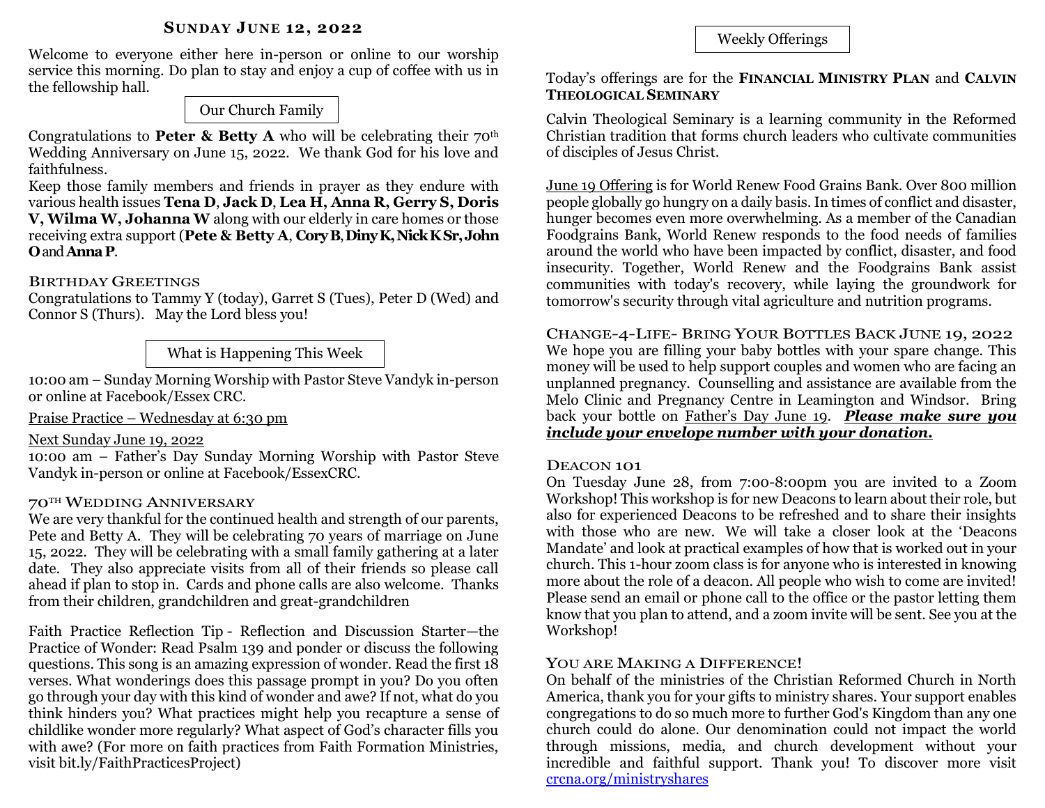## Sunday June 12, 2022

Welcome to everyone either here in-person or online to our worship service this morning. Do plan to stay and enjoy a cup of coffee with us in the fellowship hall.

### Our Church Family

Congratulations to **Peter & Betty A** who will be celebrating their 70th Wedding Anniversary on June 15, 2022. We thank God for his love and faithfulness.

Keep those family members and friends in prayer as they endure with various health issues **Tena D**, **Jack D**, **Lea H**, **Anna R**, **Gerry S**, **Doris V**, **Wilma W**, **Johanna W** along with our elderly in care homes or those receiving extra support (**Pete & Betty A**, **Cory B**, **Diny K**, **Nick K Sr**, **John O** and **Anna P**.

### Birthday Greetings

Congratulations to Tammy Y (today), Garret S (Tues), Peter D (Wed) and Connor S (Thurs). May the Lord bless you!

### What is Happening This Week

10:00 am – Sunday Morning Worship with Pastor Steve Vandyk in-person or online at Facebook/Essex CRC.

Praise Practice – Wednesday at 6:30 pm

Next Sunday June 19, 2022

10:00 am – Father's Day Sunday Morning Worship with Pastor Steve Vandyk in-person or online at Facebook/EssexCRC.

### 70th Wedding Anniversary

We are very thankful for the continued health and strength of our parents, Pete and Betty A. They will be celebrating 70 years of marriage on June 15, 2022. They will be celebrating with a small family gathering at a later date. They also appreciate visits from all of their friends so please call ahead if plan to stop in. Cards and phone calls are also welcome. Thanks from their children, grandchildren and great-grandchildren

Faith Practice Reflection Tip - Reflection and Discussion Starter—the Practice of Wonder: Read Psalm 139 and ponder or discuss the following questions. This song is an amazing expression of wonder. Read the first 18 verses. What wonderings does this passage prompt in you? Do you often go through your day with this kind of wonder and awe? If not, what do you think hinders you? What practices might help you recapture a sense of childlike wonder more regularly? What aspect of God's character fills you with awe? (For more on faith practices from Faith Formation Ministries, visit bit.ly/FaithPracticesProject)

### Weekly Offerings

Today's offerings are for the **Financial Ministry Plan** and **Calvin Theological Seminary**

Calvin Theological Seminary is a learning community in the Reformed Christian tradition that forms church leaders who cultivate communities of disciples of Jesus Christ.

June 19 Offering is for World Renew Food Grains Bank. Over 800 million people globally go hungry on a daily basis. In times of conflict and disaster, hunger becomes even more overwhelming. As a member of the Canadian Foodgrains Bank, World Renew responds to the food needs of families around the world who have been impacted by conflict, disaster, and food insecurity. Together, World Renew and the Foodgrains Bank assist communities with today's recovery, while laying the groundwork for tomorrow's security through vital agriculture and nutrition programs.

### Change-4-Life- Bring Your Bottles Back June 19, 2022

We hope you are filling your baby bottles with your spare change. This money will be used to help support couples and women who are facing an unplanned pregnancy. Counselling and assistance are available from the Melo Clinic and Pregnancy Centre in Leamington and Windsor. Bring back your bottle on Father's Day June 19. ***Please make sure you include your envelope number with your donation.***

### Deacon 101

On Tuesday June 28, from 7:00-8:00pm you are invited to a Zoom Workshop! This workshop is for new Deacons to learn about their role, but also for experienced Deacons to be refreshed and to share their insights with those who are new. We will take a closer look at the 'Deacons Mandate' and look at practical examples of how that is worked out in your church. This 1-hour zoom class is for anyone who is interested in knowing more about the role of a deacon. All people who wish to come are invited! Please send an email or phone call to the office or the pastor letting them know that you plan to attend, and a zoom invite will be sent. See you at the Workshop!

### You are Making a Difference!

On behalf of the ministries of the Christian Reformed Church in North America, thank you for your gifts to ministry shares. Your support enables congregations to do so much more to further God's Kingdom than any one church could do alone. Our denomination could not impact the world through missions, media, and church development without your incredible and faithful support. Thank you! To discover more visit crcna.org/ministryshares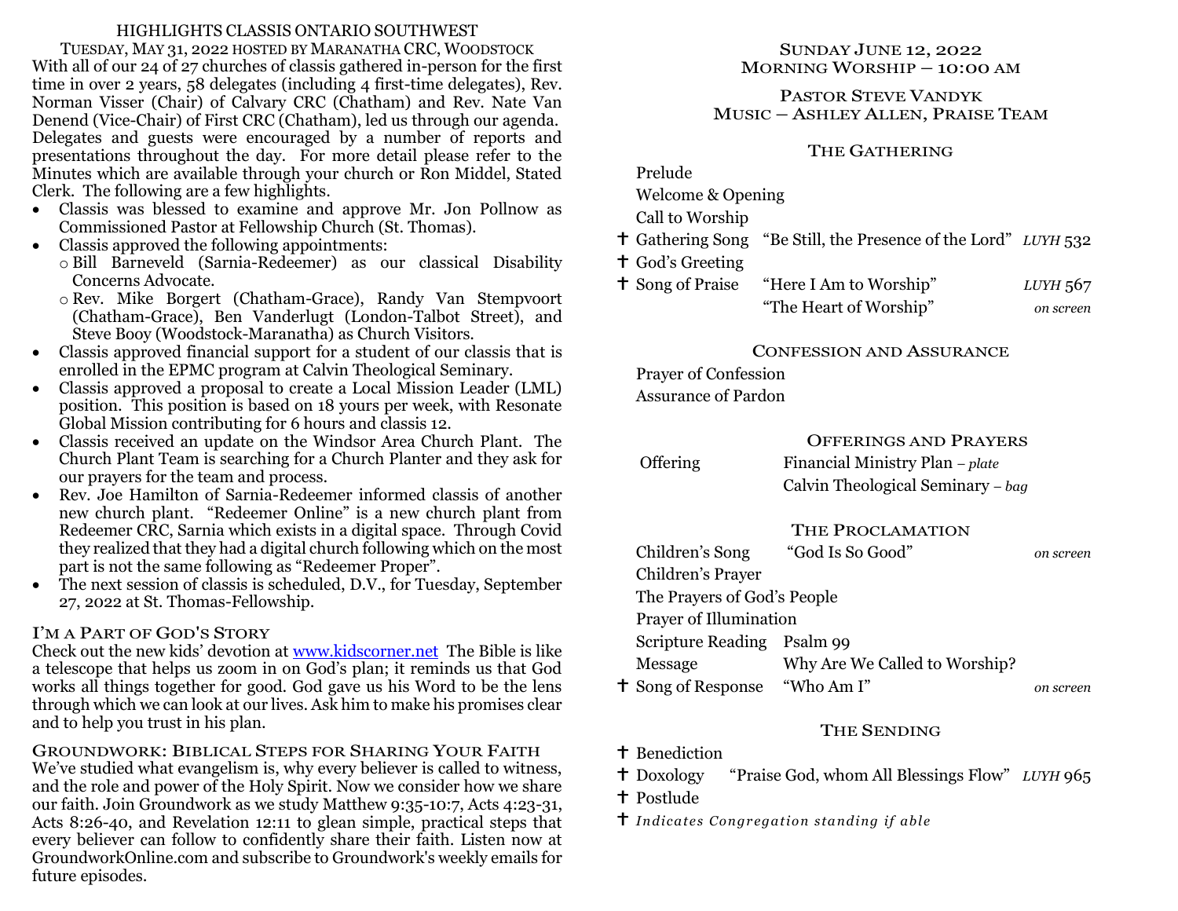## HIGHLIGHTS CLASSIS ONTARIO SOUTHWEST

TUESDAY, MAY 31, 2022 HOSTED BY MARANATHA CRC, WOODSTOCK

With all of our 24 of 27 churches of classis gathered in-person for the first time in over 2 years, 58 delegates (including 4 first-time delegates), Rev. Norman Visser (Chair) of Calvary CRC (Chatham) and Rev. Nate Van Denend (Vice-Chair) of First CRC (Chatham), led us through our agenda. Delegates and guests were encouraged by a number of reports and presentations throughout the day. For more detail please refer to the Minutes which are available through your church or Ron Middel, Stated Clerk. The following are a few highlights.

- Classis was blessed to examine and approve Mr. Jon Pollnow as Commissioned Pastor at Fellowship Church (St. Thomas).
- Classis approved the following appointments:
  - Bill Barneveld (Sarnia-Redeemer) as our classical Disability Concerns Advocate.
  - Rev. Mike Borgert (Chatham-Grace), Randy Van Stempvoort (Chatham-Grace), Ben Vanderlugt (London-Talbot Street), and Steve Booy (Woodstock-Maranatha) as Church Visitors.
- Classis approved financial support for a student of our classis that is enrolled in the EPMC program at Calvin Theological Seminary.
- Classis approved a proposal to create a Local Mission Leader (LML) position. This position is based on 18 yours per week, with Resonate Global Mission contributing for 6 hours and classis 12.
- Classis received an update on the Windsor Area Church Plant. The Church Plant Team is searching for a Church Planter and they ask for our prayers for the team and process.
- Rev. Joe Hamilton of Sarnia-Redeemer informed classis of another new church plant. "Redeemer Online" is a new church plant from Redeemer CRC, Sarnia which exists in a digital space. Through Covid they realized that they had a digital church following which on the most part is not the same following as "Redeemer Proper".
- The next session of classis is scheduled, D.V., for Tuesday, September 27, 2022 at St. Thomas-Fellowship.

## I'M A PART OF GOD'S STORY

Check out the new kids' devotion at www.kidscorner.net The Bible is like a telescope that helps us zoom in on God's plan; it reminds us that God works all things together for good. God gave us his Word to be the lens through which we can look at our lives. Ask him to make his promises clear and to help you trust in his plan.

## GROUNDWORK: BIBLICAL STEPS FOR SHARING YOUR FAITH

We've studied what evangelism is, why every believer is called to witness, and the role and power of the Holy Spirit. Now we consider how we share our faith. Join Groundwork as we study Matthew 9:35-10:7, Acts 4:23-31, Acts 8:26-40, and Revelation 12:11 to glean simple, practical steps that every believer can follow to confidently share their faith. Listen now at GroundworkOnline.com and subscribe to Groundwork's weekly emails for future episodes.

## SUNDAY JUNE 12, 2022
## MORNING WORSHIP – 10:00 AM

PASTOR STEVE VANDYK
MUSIC – ASHLEY ALLEN, PRAISE TEAM

### THE GATHERING

Prelude
Welcome & Opening
Call to Worship
✝ Gathering Song "Be Still, the Presence of the Lord" *LUYH* 532
✝ God's Greeting
✝ Song of Praise "Here I Am to Worship" *LUYH* 567
"The Heart of Worship" *on screen*

### CONFESSION AND ASSURANCE

Prayer of Confession
Assurance of Pardon

### OFFERINGS AND PRAYERS

Offering Financial Ministry Plan – *plate*
Calvin Theological Seminary – *bag*

### THE PROCLAMATION

Children's Song "God Is So Good" *on screen*
Children's Prayer
The Prayers of God's People
Prayer of Illumination
Scripture Reading Psalm 99
Message Why Are We Called to Worship?
✝ Song of Response "Who Am I" *on screen*

### THE SENDING

✝ Benediction
✝ Doxology "Praise God, whom All Blessings Flow" *LUYH* 965
✝ Postlude

✝ *Indicates Congregation standing if able*